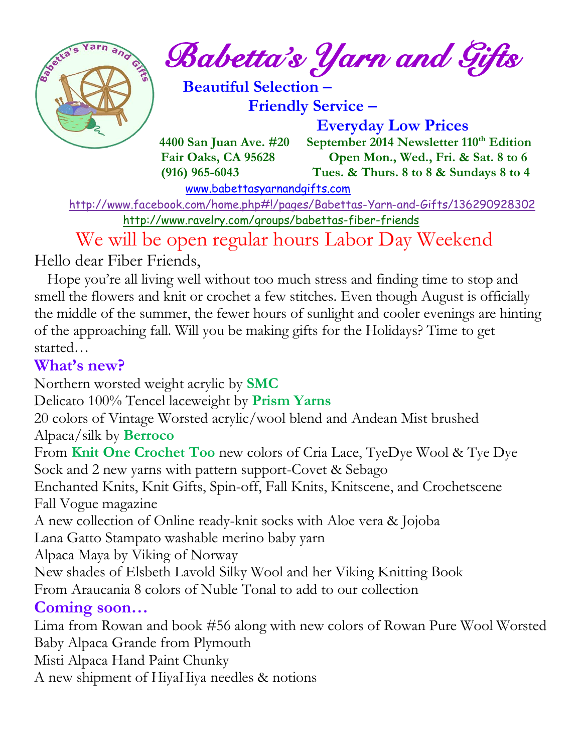# Babetta's Yarn and Gifts

**Beautiful Selection –**
**Friendly Service –**
**Everyday Low Prices**

**4400 San Juan Ave. #20**
**Fair Oaks, CA 95628**
**(916) 965-6043**

**September 2014 Newsletter 110th Edition**
**Open Mon., Wed., Fri. & Sat. 8 to 6**
**Tues. & Thurs. 8 to 8 & Sundays 8 to 4**

www.babettasyarnandgifts.com
http://www.facebook.com/home.php#!/pages/Babettas-Yarn-and-Gifts/136290928302
http://www.ravelry.com/groups/babettas-fiber-friends

## We will be open regular hours Labor Day Weekend

Hello dear Fiber Friends,

Hope you're all living well without too much stress and finding time to stop and smell the flowers and knit or crochet a few stitches. Even though August is officially the middle of the summer, the fewer hours of sunlight and cooler evenings are hinting of the approaching fall. Will you be making gifts for the Holidays? Time to get started…

### What's new?

Northern worsted weight acrylic by **SMC**
Delicato 100% Tencel laceweight by **Prism Yarns**
20 colors of Vintage Worsted acrylic/wool blend and Andean Mist brushed Alpaca/silk by **Berroco**
From **Knit One Crochet Too** new colors of Cria Lace, TyeDye Wool & Tye Dye Sock and 2 new yarns with pattern support-Covet & Sebago
Enchanted Knits, Knit Gifts, Spin-off, Fall Knits, Knitscene, and Crochetscene
Fall Vogue magazine
A new collection of Online ready-knit socks with Aloe vera & Jojoba
Lana Gatto Stampato washable merino baby yarn
Alpaca Maya by Viking of Norway
New shades of Elsbeth Lavold Silky Wool and her Viking Knitting Book
From Araucania 8 colors of Nuble Tonal to add to our collection

### Coming soon…

Lima from Rowan and book #56 along with new colors of Rowan Pure Wool Worsted
Baby Alpaca Grande from Plymouth
Misti Alpaca Hand Paint Chunky
A new shipment of HiyaHiya needles & notions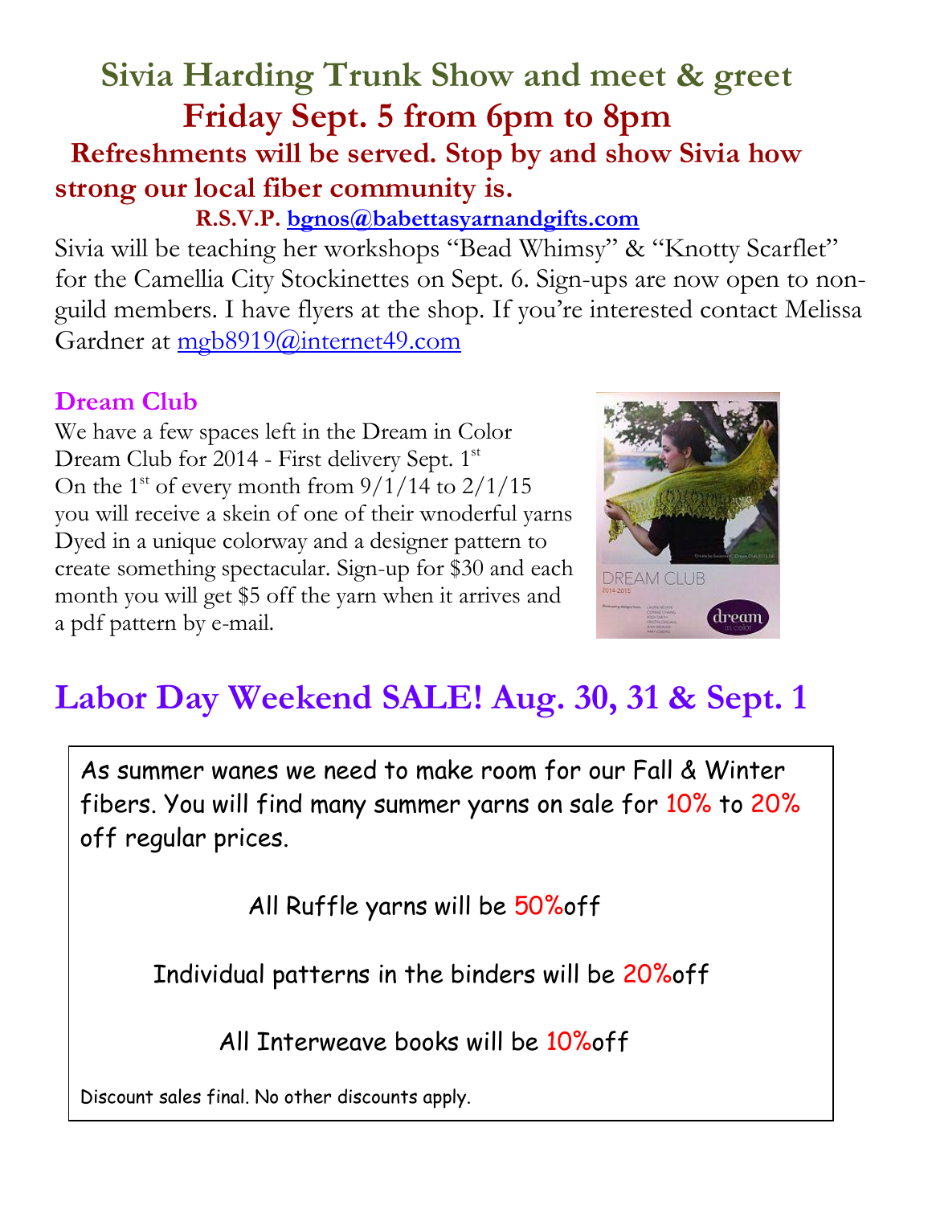# Sivia Harding Trunk Show and meet & greet

## Friday Sept. 5 from 6pm to 8pm

**Refreshments will be served. Stop by and show Sivia how strong our local fiber community is.**

**R.S.V.P. bgnos@babettasyarnandgifts.com**

Sivia will be teaching her workshops "Bead Whimsy" & "Knotty Scarflet" for the Camellia City Stockinettes on Sept. 6. Sign-ups are now open to non-guild members. I have flyers at the shop. If you're interested contact Melissa Gardner at mgb8919@internet49.com

### Dream Club

We have a few spaces left in the Dream in Color Dream Club for 2014 - First delivery Sept. 1st
On the 1st of every month from 9/1/14 to 2/1/15 you will receive a skein of one of their wnoderful yarns Dyed in a unique colorway and a designer pattern to create something spectacular. Sign-up for $30 and each month you will get $5 off the yarn when it arrives and a pdf pattern by e-mail.

## Labor Day Weekend SALE! Aug. 30, 31 & Sept. 1

As summer wanes we need to make room for our Fall & Winter fibers. You will find many summer yarns on sale for 10% to 20% off regular prices.

All Ruffle yarns will be 50%off

Individual patterns in the binders will be 20%off

All Interweave books will be 10%off

Discount sales final. No other discounts apply.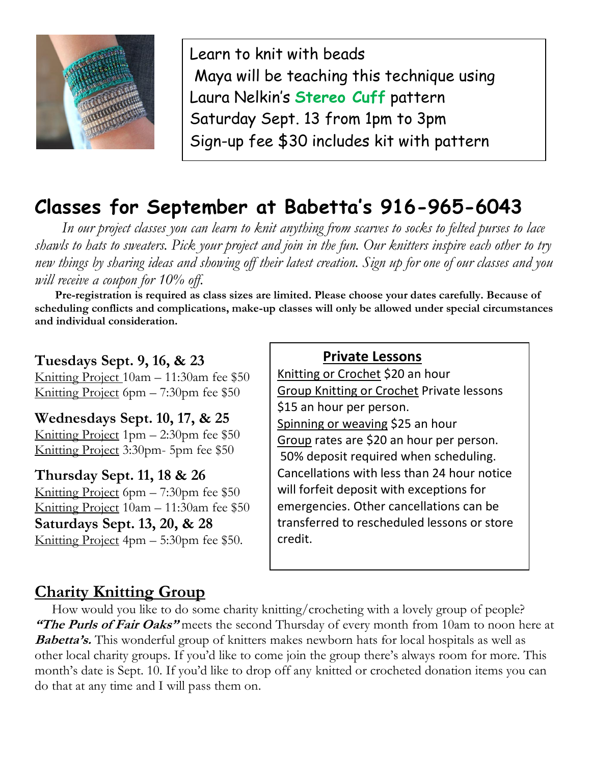Learn to knit with beads
Maya will be teaching this technique using Laura Nelkin's **Stereo Cuff** pattern
Saturday Sept. 13 from 1pm to 3pm
Sign-up fee $30 includes kit with pattern

# Classes for September at Babetta's 916-965-6043

*In our project classes you can learn to knit anything from scarves to socks to felted purses to lace shawls to hats to sweaters. Pick your project and join in the fun. Our knitters inspire each other to try new things by sharing ideas and showing off their latest creation. Sign up for one of our classes and you will receive a coupon for 10% off.*

**Pre-registration is required as class sizes are limited. Please choose your dates carefully. Because of scheduling conflicts and complications, make-up classes will only be allowed under special circumstances and individual consideration.**

**Tuesdays Sept. 9, 16, & 23**
Knitting Project 10am – 11:30am fee $50
Knitting Project 6pm – 7:30pm fee $50

**Wednesdays Sept. 10, 17, & 25**
Knitting Project 1pm – 2:30pm fee $50
Knitting Project 3:30pm- 5pm fee $50

**Thursday Sept. 11, 18 & 26**
Knitting Project 6pm – 7:30pm fee $50
Knitting Project 10am – 11:30am fee $50

**Saturdays Sept. 13, 20, & 28**
Knitting Project 4pm – 5:30pm fee $50.

## Private Lessons

Knitting or Crochet $20 an hour
Group Knitting or Crochet Private lessons $15 an hour per person.
Spinning or weaving $25 an hour
Group rates are $20 an hour per person.
50% deposit required when scheduling. Cancellations with less than 24 hour notice will forfeit deposit with exceptions for emergencies. Other cancellations can be transferred to rescheduled lessons or store credit.

## Charity Knitting Group

How would you like to do some charity knitting/crocheting with a lovely group of people? ***"The Purls of Fair Oaks"*** meets the second Thursday of every month from 10am to noon here at ***Babetta's.*** This wonderful group of knitters makes newborn hats for local hospitals as well as other local charity groups. If you'd like to come join the group there's always room for more. This month's date is Sept. 10. If you'd like to drop off any knitted or crocheted donation items you can do that at any time and I will pass them on.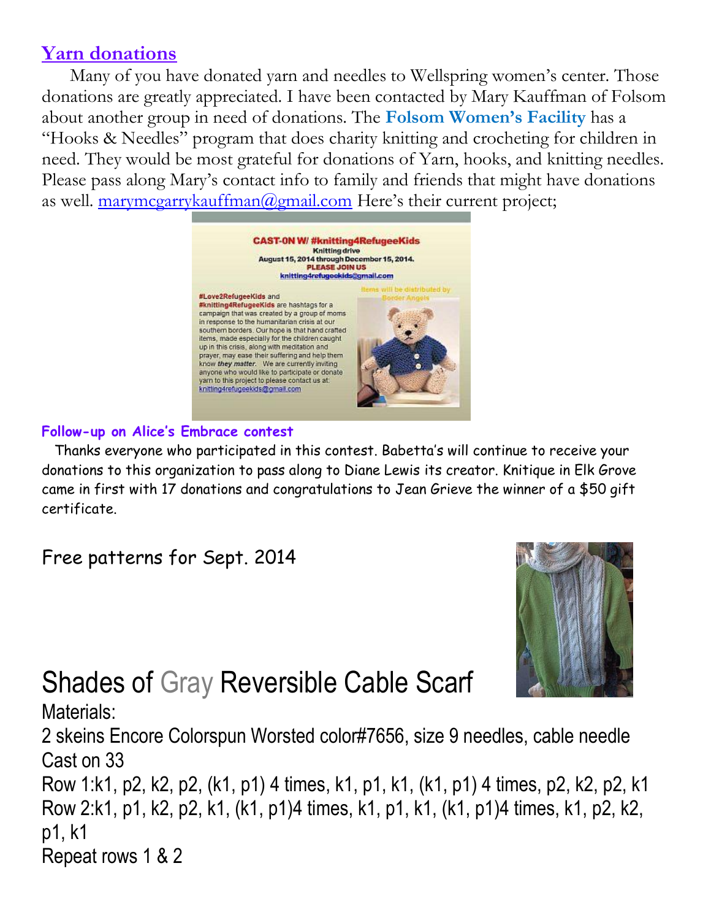## [Yarn donations]

Many of you have donated yarn and needles to Wellspring women's center. Those donations are greatly appreciated. I have been contacted by Mary Kauffman of Folsom about another group in need of donations. The **Folsom Women's Facility** has a "Hooks & Needles" program that does charity knitting and crocheting for children in need. They would be most grateful for donations of Yarn, hooks, and knitting needles. Please pass along Mary's contact info to family and friends that might have donations as well. marymcgarrykauffman@gmail.com Here's their current project;

**CAST-ON W/ #knitting4RefugeeKids**
Knitting drive
August 15, 2014 through December 15, 2014.
PLEASE JOIN US
knitting4refugeekids@gmail.com

Items will be distributed by Border Angels

#Love2RefugeeKids and #knitting4RefugeeKids are hashtags for a campaign that was created by a group of moms in response to the humanitarian crisis at our southern borders. Our hope is that hand crafted items, made especially for the children caught up in this crisis, along with meditation and prayer, may ease their suffering and help them know *they matter*. We are currently inviting anyone who would like to participate or donate yarn to this project to please contact us at: knitting4refugeekids@gmail.com

### Follow-up on Alice's Embrace contest

Thanks everyone who participated in this contest. Babetta's will continue to receive your donations to this organization to pass along to Diane Lewis its creator. Knitique in Elk Grove came in first with 17 donations and congratulations to Jean Grieve the winner of a $50 gift certificate.

Free patterns for Sept. 2014

# Shades of Gray Reversible Cable Scarf

Materials:
2 skeins Encore Colorspun Worsted color#7656, size 9 needles, cable needle
Cast on 33
Row 1:k1, p2, k2, p2, (k1, p1) 4 times, k1, p1, k1, (k1, p1) 4 times, p2, k2, p2, k1
Row 2:k1, p1, k2, p2, k1, (k1, p1)4 times, k1, p1, k1, (k1, p1)4 times, k1, p2, k2, p1, k1
Repeat rows 1 & 2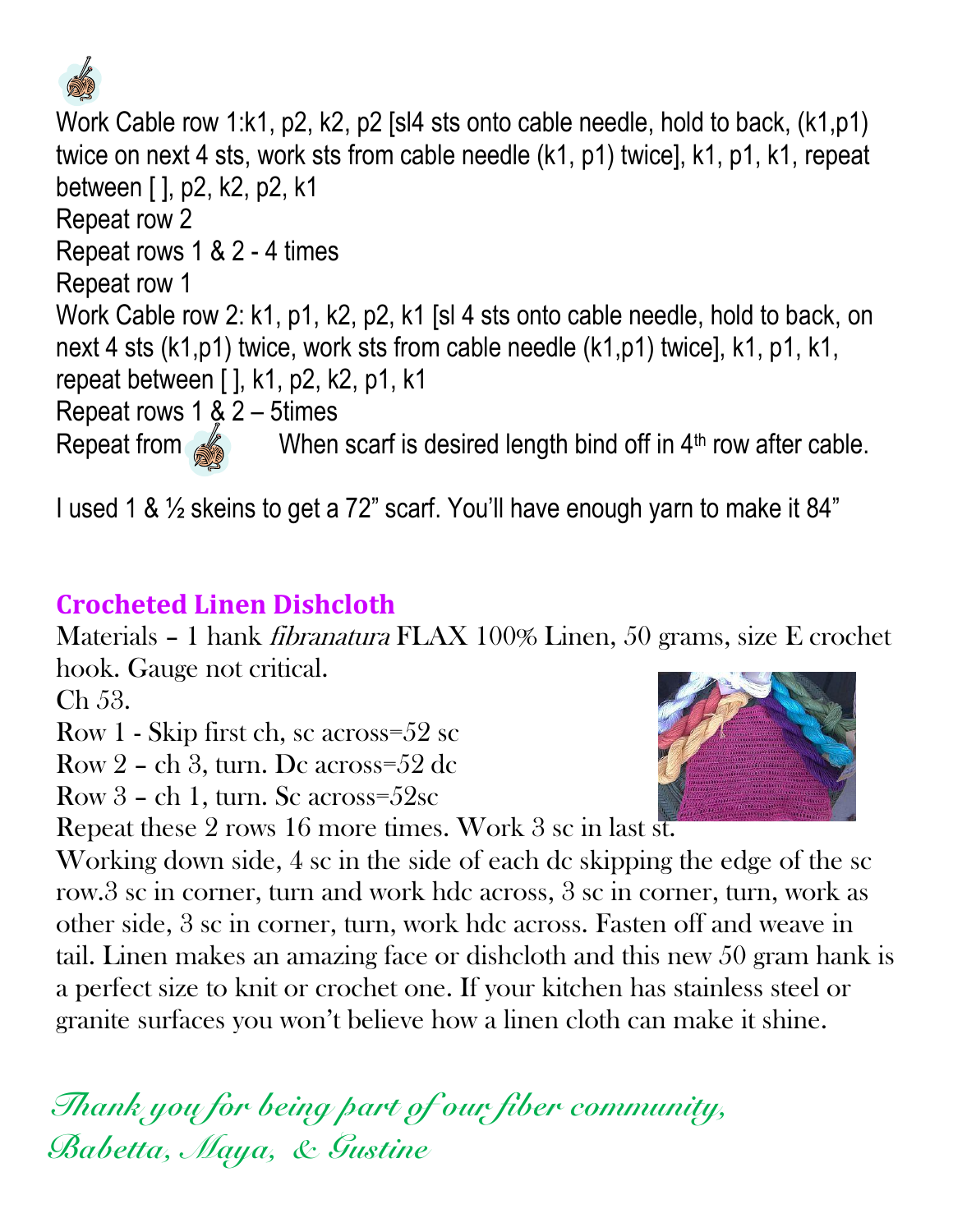Work Cable row 1:k1, p2, k2, p2 [sl4 sts onto cable needle, hold to back, (k1,p1) twice on next 4 sts, work sts from cable needle (k1, p1) twice], k1, p1, k1, repeat between [ ], p2, k2, p2, k1

Repeat row 2

Repeat rows 1 & 2 - 4 times

Repeat row 1

Work Cable row 2: k1, p1, k2, p2, k1 [sl 4 sts onto cable needle, hold to back, on next 4 sts (k1,p1) twice, work sts from cable needle (k1,p1) twice], k1, p1, k1, repeat between [ ], k1, p2, k2, p1, k1

Repeat rows 1 & 2 – 5times

Repeat from     When scarf is desired length bind off in 4th row after cable.

I used 1 & ½ skeins to get a 72" scarf. You'll have enough yarn to make it 84"

## Crocheted Linen Dishcloth

Materials – 1 hank *fibranatura* FLAX 100% Linen, 50 grams, size E crochet hook. Gauge not critical.

Ch 53.

Row 1 - Skip first ch, sc across=52 sc

Row 2 – ch 3, turn. Dc across=52 dc

Row 3 – ch 1, turn. Sc across=52sc

Repeat these 2 rows 16 more times. Work 3 sc in last st.

Working down side, 4 sc in the side of each dc skipping the edge of the sc row.3 sc in corner, turn and work hdc across, 3 sc in corner, turn, work as other side, 3 sc in corner, turn, work hdc across. Fasten off and weave in tail. Linen makes an amazing face or dishcloth and this new 50 gram hank is a perfect size to knit or crochet one. If your kitchen has stainless steel or granite surfaces you won't believe how a linen cloth can make it shine.

*Thank you for being part of our fiber community,*
*Babetta, Maya, & Gustine*